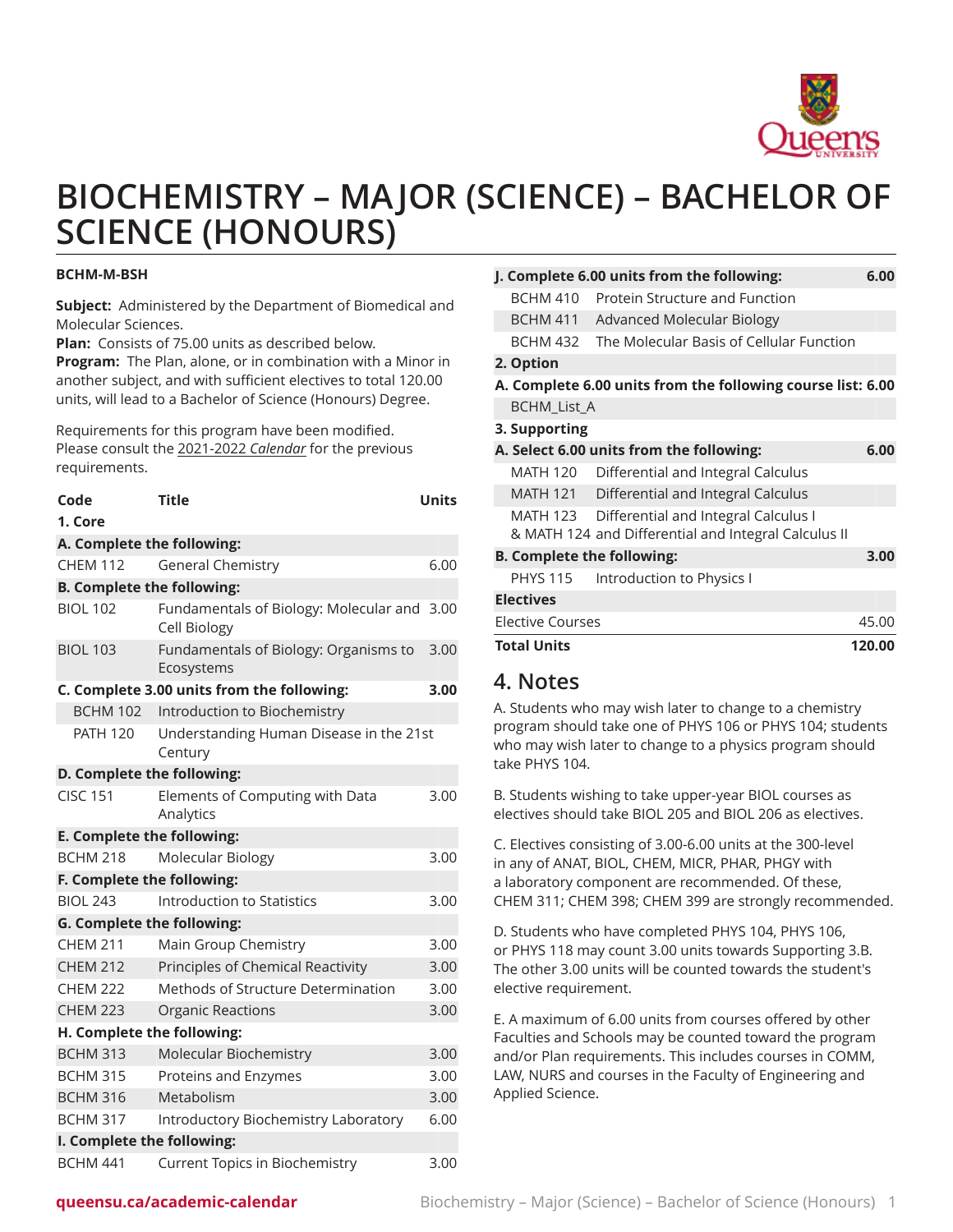# BIOCHEMISTRY – MAJOR (SCIENCE) – BACHELOR OF SCIENCE (HONOURS)

**BCHM-M-BSH**

**Subject:** Administered by the Department of Biomedical and Molecular Sciences.
**Plan:** Consists of 75.00 units as described below.
**Program:** The Plan, alone, or in combination with a Minor in another subject, and with sufficient electives to total 120.00 units, will lead to a Bachelor of Science (Honours) Degree.

Requirements for this program have been modified. Please consult the 2021-2022 *Calendar* for the previous requirements.

| Code | Title | Units |
|---|---|---|
| **1. Core** | | |
| **A. Complete the following:** | | |
| CHEM 112 | General Chemistry | 6.00 |
| **B. Complete the following:** | | |
| BIOL 102 | Fundamentals of Biology: Molecular and Cell Biology | 3.00 |
| BIOL 103 | Fundamentals of Biology: Organisms to Ecosystems | 3.00 |
| **C. Complete 3.00 units from the following:** | | **3.00** |
| BCHM 102 | Introduction to Biochemistry | |
| PATH 120 | Understanding Human Disease in the 21st Century | |
| **D. Complete the following:** | | |
| CISC 151 | Elements of Computing with Data Analytics | 3.00 |
| **E. Complete the following:** | | |
| BCHM 218 | Molecular Biology | 3.00 |
| **F. Complete the following:** | | |
| BIOL 243 | Introduction to Statistics | 3.00 |
| **G. Complete the following:** | | |
| CHEM 211 | Main Group Chemistry | 3.00 |
| CHEM 212 | Principles of Chemical Reactivity | 3.00 |
| CHEM 222 | Methods of Structure Determination | 3.00 |
| CHEM 223 | Organic Reactions | 3.00 |
| **H. Complete the following:** | | |
| BCHM 313 | Molecular Biochemistry | 3.00 |
| BCHM 315 | Proteins and Enzymes | 3.00 |
| BCHM 316 | Metabolism | 3.00 |
| BCHM 317 | Introductory Biochemistry Laboratory | 6.00 |
| **I. Complete the following:** | | |
| BCHM 441 | Current Topics in Biochemistry | 3.00 |
| **J. Complete 6.00 units from the following:** | | **6.00** |
| BCHM 410 | Protein Structure and Function | |
| BCHM 411 | Advanced Molecular Biology | |
| BCHM 432 | The Molecular Basis of Cellular Function | |
| **2. Option** | | |
| **A. Complete 6.00 units from the following course list:** | | **6.00** |
| BCHM_List_A | | |
| **3. Supporting** | | |
| **A. Select 6.00 units from the following:** | | **6.00** |
| MATH 120 | Differential and Integral Calculus | |
| MATH 121 | Differential and Integral Calculus | |
| MATH 123 & MATH 124 | Differential and Integral Calculus I and Differential and Integral Calculus II | |
| **B. Complete the following:** | | **3.00** |
| PHYS 115 | Introduction to Physics I | |
| **Electives** | | |
| Elective Courses | | 45.00 |
| **Total Units** | | **120.00** |

## 4. Notes

A. Students who may wish later to change to a chemistry program should take one of PHYS 106 or PHYS 104; students who may wish later to change to a physics program should take PHYS 104.

B. Students wishing to take upper-year BIOL courses as electives should take BIOL 205 and BIOL 206 as electives.

C. Electives consisting of 3.00-6.00 units at the 300-level in any of ANAT, BIOL, CHEM, MICR, PHAR, PHGY with a laboratory component are recommended. Of these, CHEM 311; CHEM 398; CHEM 399 are strongly recommended.

D. Students who have completed PHYS 104, PHYS 106, or PHYS 118 may count 3.00 units towards Supporting 3.B. The other 3.00 units will be counted towards the student's elective requirement.

E. A maximum of 6.00 units from courses offered by other Faculties and Schools may be counted toward the program and/or Plan requirements. This includes courses in COMM, LAW, NURS and courses in the Faculty of Engineering and Applied Science.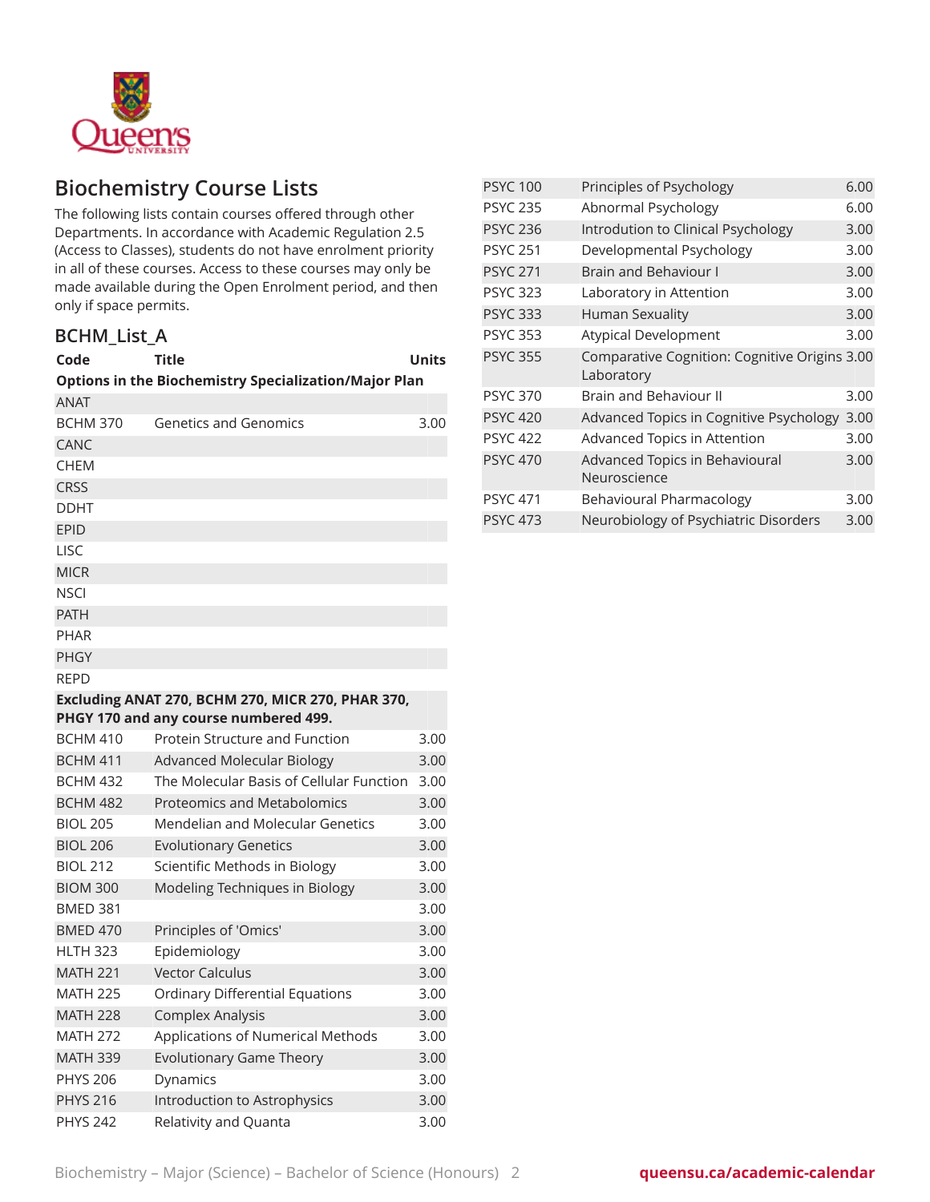## Biochemistry Course Lists

The following lists contain courses offered through other Departments. In accordance with Academic Regulation 2.5 (Access to Classes), students do not have enrolment priority in all of these courses. Access to these courses may only be made available during the Open Enrolment period, and then only if space permits.

### BCHM_List_A

| Code | Title | Units |
|---|---|---|
| **Options in the Biochemistry Specialization/Major Plan** | | |
| ANAT | | |
| BCHM 370 | Genetics and Genomics | 3.00 |
| CANC | | |
| CHEM | | |
| CRSS | | |
| DDHT | | |
| EPID | | |
| LISC | | |
| MICR | | |
| NSCI | | |
| PATH | | |
| PHAR | | |
| PHGY | | |
| REPD | | |
| **Excluding ANAT 270, BCHM 270, MICR 270, PHAR 370, PHGY 170 and any course numbered 499.** | | |
| BCHM 410 | Protein Structure and Function | 3.00 |
| BCHM 411 | Advanced Molecular Biology | 3.00 |
| BCHM 432 | The Molecular Basis of Cellular Function | 3.00 |
| BCHM 482 | Proteomics and Metabolomics | 3.00 |
| BIOL 205 | Mendelian and Molecular Genetics | 3.00 |
| BIOL 206 | Evolutionary Genetics | 3.00 |
| BIOL 212 | Scientific Methods in Biology | 3.00 |
| BIOM 300 | Modeling Techniques in Biology | 3.00 |
| BMED 381 | | 3.00 |
| BMED 470 | Principles of 'Omics' | 3.00 |
| HLTH 323 | Epidemiology | 3.00 |
| MATH 221 | Vector Calculus | 3.00 |
| MATH 225 | Ordinary Differential Equations | 3.00 |
| MATH 228 | Complex Analysis | 3.00 |
| MATH 272 | Applications of Numerical Methods | 3.00 |
| MATH 339 | Evolutionary Game Theory | 3.00 |
| PHYS 206 | Dynamics | 3.00 |
| PHYS 216 | Introduction to Astrophysics | 3.00 |
| PHYS 242 | Relativity and Quanta | 3.00 |
| PSYC 100 | Principles of Psychology | 6.00 |
| PSYC 235 | Abnormal Psychology | 6.00 |
| PSYC 236 | Introduction to Clinical Psychology | 3.00 |
| PSYC 251 | Developmental Psychology | 3.00 |
| PSYC 271 | Brain and Behaviour I | 3.00 |
| PSYC 323 | Laboratory in Attention | 3.00 |
| PSYC 333 | Human Sexuality | 3.00 |
| PSYC 353 | Atypical Development | 3.00 |
| PSYC 355 | Comparative Cognition: Cognitive Origins Laboratory | 3.00 |
| PSYC 370 | Brain and Behaviour II | 3.00 |
| PSYC 420 | Advanced Topics in Cognitive Psychology | 3.00 |
| PSYC 422 | Advanced Topics in Attention | 3.00 |
| PSYC 470 | Advanced Topics in Behavioural Neuroscience | 3.00 |
| PSYC 471 | Behavioural Pharmacology | 3.00 |
| PSYC 473 | Neurobiology of Psychiatric Disorders | 3.00 |